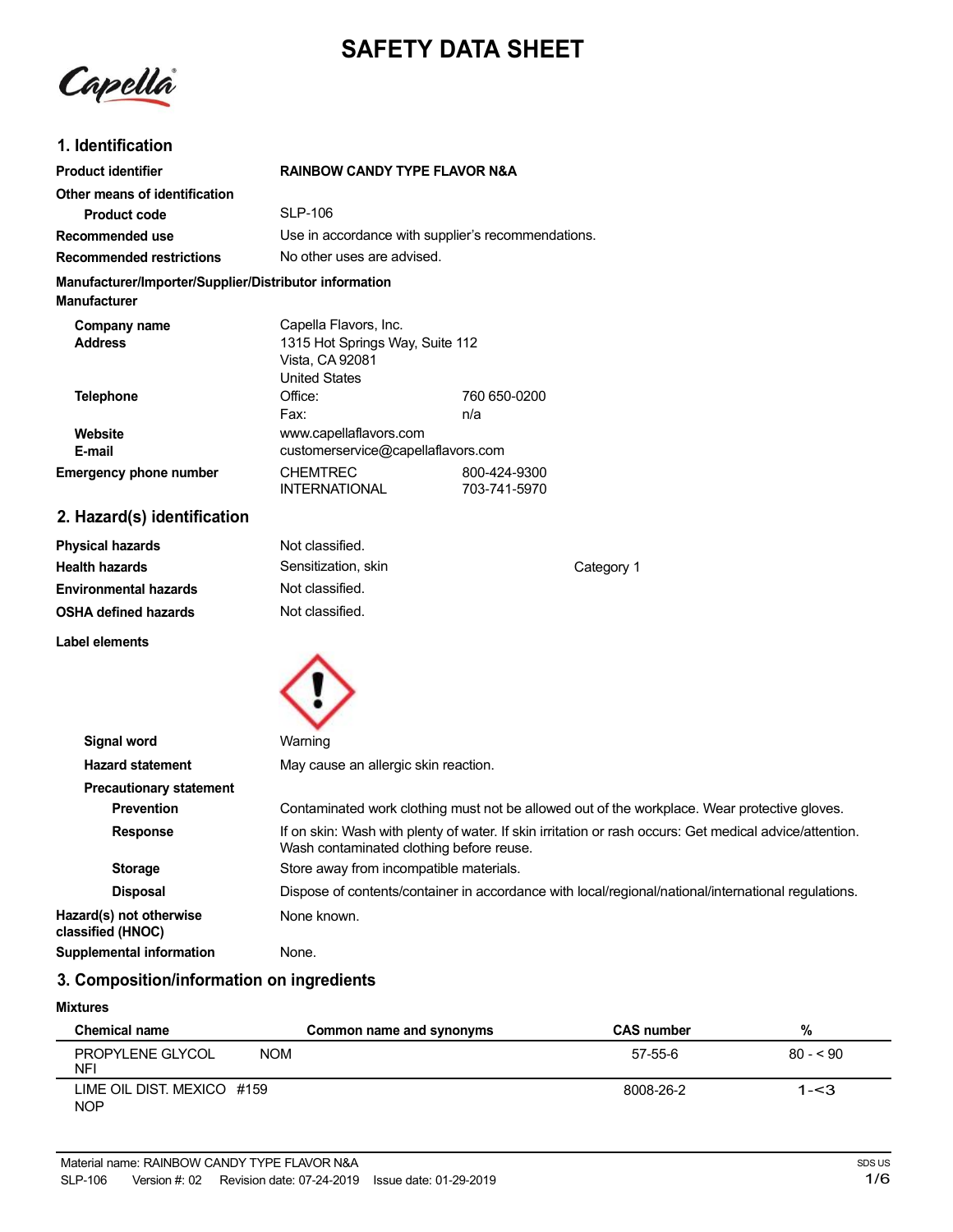# SAFETY DATA SHEET

## 1. Identification

**Product identifier** RAINBOW CANDY TYPE FLAVOR N&A

**Other means of identification**

**Product code** SLP-106

**Recommended use** Use in accordance with supplier's recommendations.

**Recommended restrictions** No other uses are advised.

**Manufacturer/Importer/Supplier/Distributor information**

**Manufacturer**

**Company name** Capella Flavors, Inc.

**Address** 1315 Hot Springs Way, Suite 112
Vista, CA 92081
United States

**Telephone** Office: 760 650-0200
Fax: n/a

**Website** www.capellaflavors.com

**E-mail** customerservice@capellaflavors.com

**Emergency phone number** CHEMTREC 800-424-9300
INTERNATIONAL 703-741-5970

## 2. Hazard(s) identification

**Physical hazards** Not classified.

**Health hazards** Sensitization, skin — Category 1

**Environmental hazards** Not classified.

**OSHA defined hazards** Not classified.

**Label elements**

**Signal word** Warning

**Hazard statement** May cause an allergic skin reaction.

**Precautionary statement**

**Prevention** Contaminated work clothing must not be allowed out of the workplace. Wear protective gloves.

**Response** If on skin: Wash with plenty of water. If skin irritation or rash occurs: Get medical advice/attention. Wash contaminated clothing before reuse.

**Storage** Store away from incompatible materials.

**Disposal** Dispose of contents/container in accordance with local/regional/national/international regulations.

**Hazard(s) not otherwise classified (HNOC)** None known.

**Supplemental information** None.

## 3. Composition/information on ingredients

**Mixtures**

| Chemical name | Common name and synonyms | CAS number | % |
|---|---|---|---|
| PROPYLENE GLYCOL NFI | NOM | 57-55-6 | 80 - < 90 |
| LIME OIL DIST. MEXICO #159 NOP | | 8008-26-2 | 1-<3 |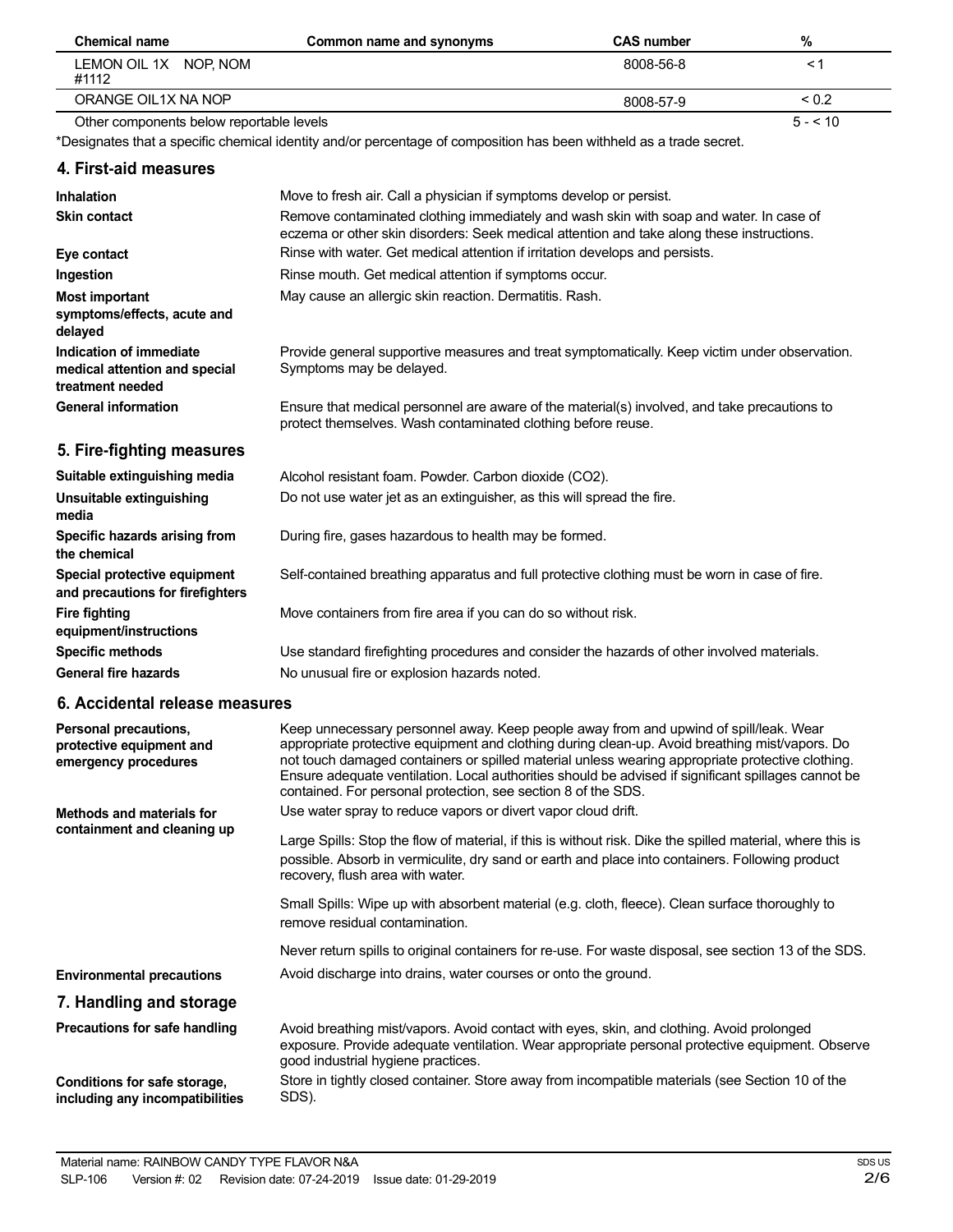| Chemical name | Common name and synonyms | CAS number | % |
|---|---|---|---|
| LEMON OIL 1X NOP, NOM #1112 | | 8008-56-8 | < 1 |
| ORANGE OIL1X NA NOP | | 8008-57-9 | < 0.2 |
| Other components below reportable levels | | | 5 - < 10 |

*Designates that a specific chemical identity and/or percentage of composition has been withheld as a trade secret.

## 4. First-aid measures

| | |
|---|---|
| **Inhalation** | Move to fresh air. Call a physician if symptoms develop or persist. |
| **Skin contact** | Remove contaminated clothing immediately and wash skin with soap and water. In case of eczema or other skin disorders: Seek medical attention and take along these instructions. |
| **Eye contact** | Rinse with water. Get medical attention if irritation develops and persists. |
| **Ingestion** | Rinse mouth. Get medical attention if symptoms occur. |
| **Most important symptoms/effects, acute and delayed** | May cause an allergic skin reaction. Dermatitis. Rash. |
| **Indication of immediate medical attention and special treatment needed** | Provide general supportive measures and treat symptomatically. Keep victim under observation. Symptoms may be delayed. |
| **General information** | Ensure that medical personnel are aware of the material(s) involved, and take precautions to protect themselves. Wash contaminated clothing before reuse. |

## 5. Fire-fighting measures

| | |
|---|---|
| **Suitable extinguishing media** | Alcohol resistant foam. Powder. Carbon dioxide ($CO_2$). |
| **Unsuitable extinguishing media** | Do not use water jet as an extinguisher, as this will spread the fire. |
| **Specific hazards arising from the chemical** | During fire, gases hazardous to health may be formed. |
| **Special protective equipment and precautions for firefighters** | Self-contained breathing apparatus and full protective clothing must be worn in case of fire. |
| **Fire fighting equipment/instructions** | Move containers from fire area if you can do so without risk. |
| **Specific methods** | Use standard firefighting procedures and consider the hazards of other involved materials. |
| **General fire hazards** | No unusual fire or explosion hazards noted. |

## 6. Accidental release measures

**Personal precautions, protective equipment and emergency procedures**

Keep unnecessary personnel away. Keep people away from and upwind of spill/leak. Wear appropriate protective equipment and clothing during clean-up. Avoid breathing mist/vapors. Do not touch damaged containers or spilled material unless wearing appropriate protective clothing. Ensure adequate ventilation. Local authorities should be advised if significant spillages cannot be contained. For personal protection, see section 8 of the SDS.

**Methods and materials for containment and cleaning up**

Use water spray to reduce vapors or divert vapor cloud drift.

Large Spills: Stop the flow of material, if this is without risk. Dike the spilled material, where this is possible. Absorb in vermiculite, dry sand or earth and place into containers. Following product recovery, flush area with water.

Small Spills: Wipe up with absorbent material (e.g. cloth, fleece). Clean surface thoroughly to remove residual contamination.

Never return spills to original containers for re-use. For waste disposal, see section 13 of the SDS.

**Environmental precautions**

Avoid discharge into drains, water courses or onto the ground.

## 7. Handling and storage

**Precautions for safe handling**

Avoid breathing mist/vapors. Avoid contact with eyes, skin, and clothing. Avoid prolonged exposure. Provide adequate ventilation. Wear appropriate personal protective equipment. Observe good industrial hygiene practices.

**Conditions for safe storage, including any incompatibilities**

Store in tightly closed container. Store away from incompatible materials (see Section 10 of the SDS).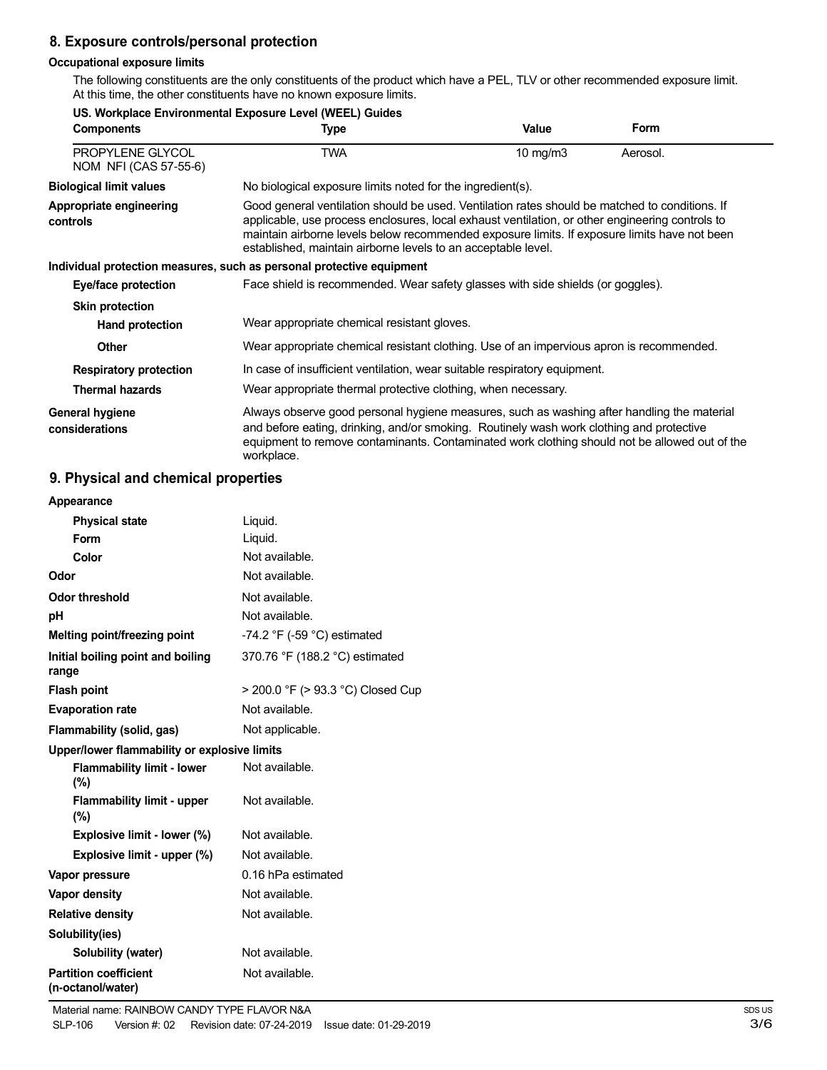## 8. Exposure controls/personal protection

### Occupational exposure limits

The following constituents are the only constituents of the product which have a PEL, TLV or other recommended exposure limit. At this time, the other constituents have no known exposure limits.

**US. Workplace Environmental Exposure Level (WEEL) Guides**

| Components | Type | Value | Form |
|---|---|---|---|
| PROPYLENE GLYCOL NOM NFI (CAS 57-55-6) | TWA | 10 mg/m3 | Aerosol. |

**Biological limit values** No biological exposure limits noted for the ingredient(s).

**Appropriate engineering controls** Good general ventilation should be used. Ventilation rates should be matched to conditions. If applicable, use process enclosures, local exhaust ventilation, or other engineering controls to maintain airborne levels below recommended exposure limits. If exposure limits have not been established, maintain airborne levels to an acceptable level.

**Individual protection measures, such as personal protective equipment**

**Eye/face protection** Face shield is recommended. Wear safety glasses with side shields (or goggles).

**Skin protection**

**Hand protection** Wear appropriate chemical resistant gloves.

**Other** Wear appropriate chemical resistant clothing. Use of an impervious apron is recommended.

**Respiratory protection** In case of insufficient ventilation, wear suitable respiratory equipment.

**Thermal hazards** Wear appropriate thermal protective clothing, when necessary.

**General hygiene considerations** Always observe good personal hygiene measures, such as washing after handling the material and before eating, drinking, and/or smoking. Routinely wash work clothing and protective equipment to remove contaminants. Contaminated work clothing should not be allowed out of the workplace.

## 9. Physical and chemical properties

**Appearance**

| | |
|---|---|
| **Physical state** | Liquid. |
| **Form** | Liquid. |
| **Color** | Not available. |
| **Odor** | Not available. |
| **Odor threshold** | Not available. |
| **pH** | Not available. |
| **Melting point/freezing point** | -74.2 °F (-59 °C) estimated |
| **Initial boiling point and boiling range** | 370.76 °F (188.2 °C) estimated |
| **Flash point** | > 200.0 °F (> 93.3 °C) Closed Cup |
| **Evaporation rate** | Not available. |
| **Flammability (solid, gas)** | Not applicable. |

**Upper/lower flammability or explosive limits**

| | |
|---|---|
| **Flammability limit - lower (%)** | Not available. |
| **Flammability limit - upper (%)** | Not available. |
| **Explosive limit - lower (%)** | Not available. |
| **Explosive limit - upper (%)** | Not available. |
| **Vapor pressure** | 0.16 hPa estimated |
| **Vapor density** | Not available. |
| **Relative density** | Not available. |

**Solubility(ies)**

| | |
|---|---|
| **Solubility (water)** | Not available. |
| **Partition coefficient (n-octanol/water)** | Not available. |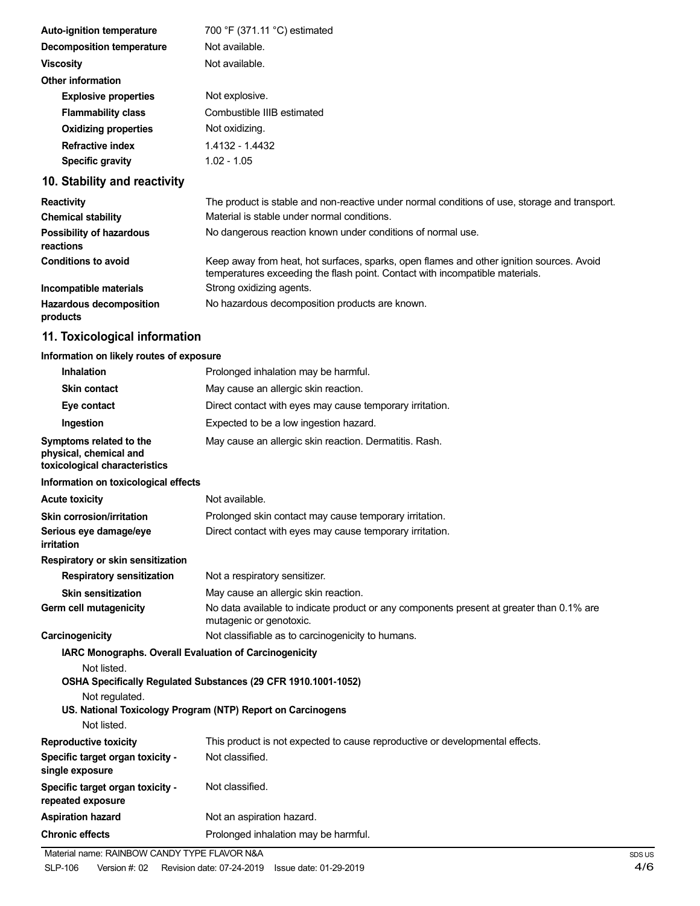| | |
|---|---|
| **Auto-ignition temperature** | 700 °F (371.11 °C) estimated |
| **Decomposition temperature** | Not available. |
| **Viscosity** | Not available. |
| **Other information** | |
| **Explosive properties** | Not explosive. |
| **Flammability class** | Combustible IIIB estimated |
| **Oxidizing properties** | Not oxidizing. |
| **Refractive index** | 1.4132 - 1.4432 |
| **Specific gravity** | 1.02 - 1.05 |

## 10. Stability and reactivity

| | |
|---|---|
| **Reactivity** | The product is stable and non-reactive under normal conditions of use, storage and transport. |
| **Chemical stability** | Material is stable under normal conditions. |
| **Possibility of hazardous reactions** | No dangerous reaction known under conditions of normal use. |
| **Conditions to avoid** | Keep away from heat, hot surfaces, sparks, open flames and other ignition sources. Avoid temperatures exceeding the flash point. Contact with incompatible materials. |
| **Incompatible materials** | Strong oxidizing agents. |
| **Hazardous decomposition products** | No hazardous decomposition products are known. |

## 11. Toxicological information

**Information on likely routes of exposure**

| | |
|---|---|
| **Inhalation** | Prolonged inhalation may be harmful. |
| **Skin contact** | May cause an allergic skin reaction. |
| **Eye contact** | Direct contact with eyes may cause temporary irritation. |
| **Ingestion** | Expected to be a low ingestion hazard. |
| **Symptoms related to the physical, chemical and toxicological characteristics** | May cause an allergic skin reaction. Dermatitis. Rash. |

**Information on toxicological effects**

| | |
|---|---|
| **Acute toxicity** | Not available. |
| **Skin corrosion/irritation** | Prolonged skin contact may cause temporary irritation. |
| **Serious eye damage/eye irritation** | Direct contact with eyes may cause temporary irritation. |
| **Respiratory or skin sensitization** | |
| **Respiratory sensitization** | Not a respiratory sensitizer. |
| **Skin sensitization** | May cause an allergic skin reaction. |
| **Germ cell mutagenicity** | No data available to indicate product or any components present at greater than 0.1% are mutagenic or genotoxic. |
| **Carcinogenicity** | Not classifiable as to carcinogenicity to humans. |

**IARC Monographs. Overall Evaluation of Carcinogenicity**

Not listed.

**OSHA Specifically Regulated Substances (29 CFR 1910.1001-1052)**

Not regulated.

**US. National Toxicology Program (NTP) Report on Carcinogens**

Not listed.

| | |
|---|---|
| **Reproductive toxicity** | This product is not expected to cause reproductive or developmental effects. |
| **Specific target organ toxicity - single exposure** | Not classified. |
| **Specific target organ toxicity - repeated exposure** | Not classified. |
| **Aspiration hazard** | Not an aspiration hazard. |
| **Chronic effects** | Prolonged inhalation may be harmful. |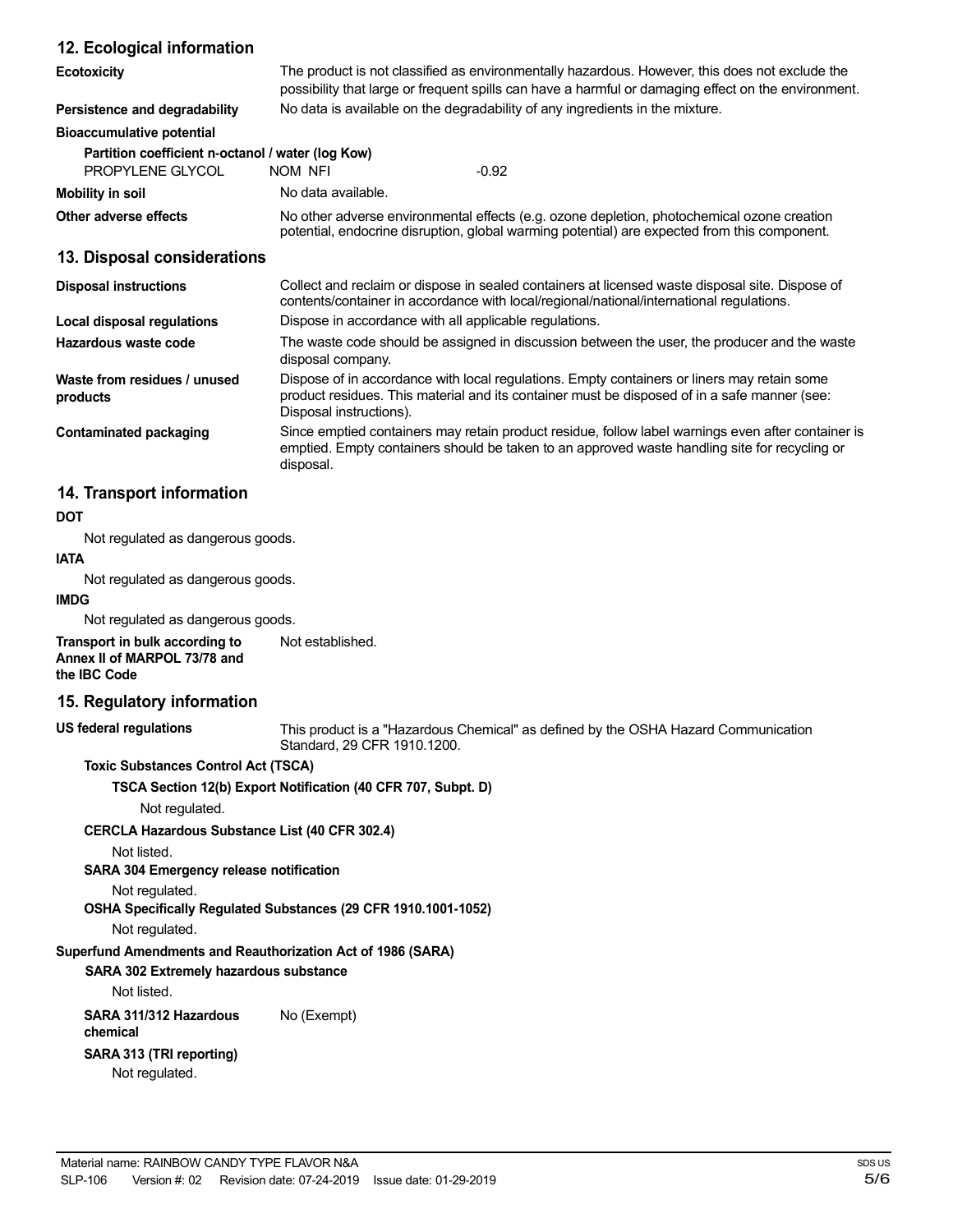## 12. Ecological information

**Ecotoxicity** The product is not classified as environmentally hazardous. However, this does not exclude the possibility that large or frequent spills can have a harmful or damaging effect on the environment.

**Persistence and degradability** No data is available on the degradability of any ingredients in the mixture.

**Bioaccumulative potential**

**Partition coefficient n-octanol / water (log Kow)**

| | | |
|---|---|---|
| PROPYLENE GLYCOL | NOM NFI | -0.92 |

**Mobility in soil** No data available.

**Other adverse effects** No other adverse environmental effects (e.g. ozone depletion, photochemical ozone creation potential, endocrine disruption, global warming potential) are expected from this component.

## 13. Disposal considerations

**Disposal instructions** Collect and reclaim or dispose in sealed containers at licensed waste disposal site. Dispose of contents/container in accordance with local/regional/national/international regulations.

**Local disposal regulations** Dispose in accordance with all applicable regulations.

**Hazardous waste code** The waste code should be assigned in discussion between the user, the producer and the waste disposal company.

**Waste from residues / unused products** Dispose of in accordance with local regulations. Empty containers or liners may retain some product residues. This material and its container must be disposed of in a safe manner (see: Disposal instructions).

**Contaminated packaging** Since emptied containers may retain product residue, follow label warnings even after container is emptied. Empty containers should be taken to an approved waste handling site for recycling or disposal.

## 14. Transport information

**DOT**

Not regulated as dangerous goods.

**IATA**

Not regulated as dangerous goods.

**IMDG**

Not regulated as dangerous goods.

**Transport in bulk according to Annex II of MARPOL 73/78 and the IBC Code** Not established.

## 15. Regulatory information

**US federal regulations** This product is a "Hazardous Chemical" as defined by the OSHA Hazard Communication Standard, 29 CFR 1910.1200.

**Toxic Substances Control Act (TSCA)**

**TSCA Section 12(b) Export Notification (40 CFR 707, Subpt. D)**

Not regulated.

**CERCLA Hazardous Substance List (40 CFR 302.4)**

Not listed.

**SARA 304 Emergency release notification**

Not regulated.

**OSHA Specifically Regulated Substances (29 CFR 1910.1001-1052)**

Not regulated.

**Superfund Amendments and Reauthorization Act of 1986 (SARA)**

**SARA 302 Extremely hazardous substance**

Not listed.

**SARA 311/312 Hazardous chemical** No (Exempt)

**SARA 313 (TRI reporting)**

Not regulated.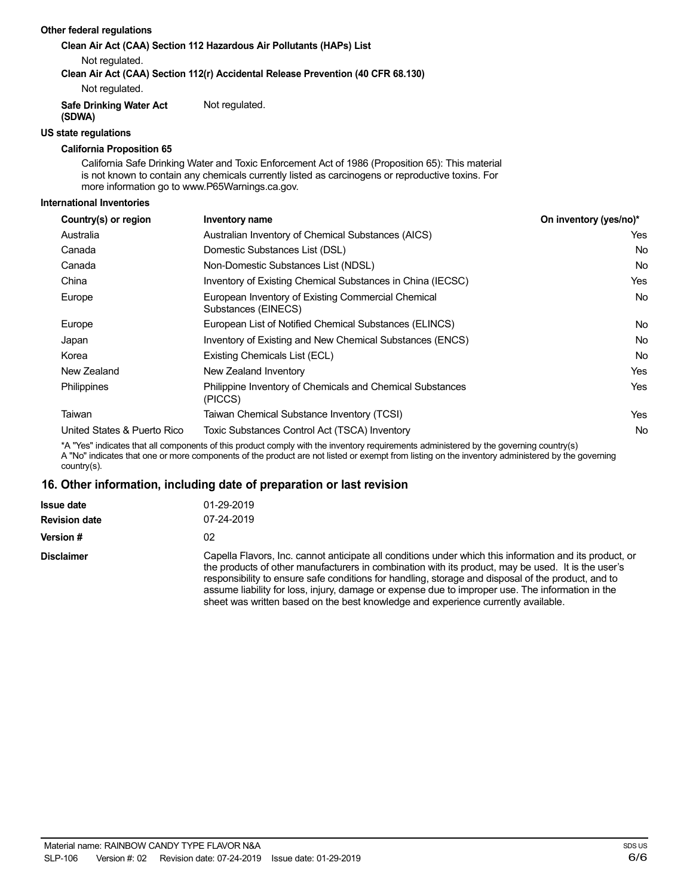**Other federal regulations**

**Clean Air Act (CAA) Section 112 Hazardous Air Pollutants (HAPs) List**

Not regulated.

**Clean Air Act (CAA) Section 112(r) Accidental Release Prevention (40 CFR 68.130)**

Not regulated.

**Safe Drinking Water Act (SDWA)** Not regulated.

**US state regulations**

**California Proposition 65**

California Safe Drinking Water and Toxic Enforcement Act of 1986 (Proposition 65): This material is not known to contain any chemicals currently listed as carcinogens or reproductive toxins. For more information go to www.P65Warnings.ca.gov.

**International Inventories**

| Country(s) or region | Inventory name | On inventory (yes/no)* |
|---|---|---|
| Australia | Australian Inventory of Chemical Substances (AICS) | Yes |
| Canada | Domestic Substances List (DSL) | No |
| Canada | Non-Domestic Substances List (NDSL) | No |
| China | Inventory of Existing Chemical Substances in China (IECSC) | Yes |
| Europe | European Inventory of Existing Commercial Chemical Substances (EINECS) | No |
| Europe | European List of Notified Chemical Substances (ELINCS) | No |
| Japan | Inventory of Existing and New Chemical Substances (ENCS) | No |
| Korea | Existing Chemicals List (ECL) | No |
| New Zealand | New Zealand Inventory | Yes |
| Philippines | Philippine Inventory of Chemicals and Chemical Substances (PICCS) | Yes |
| Taiwan | Taiwan Chemical Substance Inventory (TCSI) | Yes |
| United States & Puerto Rico | Toxic Substances Control Act (TSCA) Inventory | No |

*A "Yes" indicates that all components of this product comply with the inventory requirements administered by the governing country(s)
A "No" indicates that one or more components of the product are not listed or exempt from listing on the inventory administered by the governing country(s).

## 16. Other information, including date of preparation or last revision

**Issue date** 01-29-2019

**Revision date** 07-24-2019

**Version #** 02

**Disclaimer** Capella Flavors, Inc. cannot anticipate all conditions under which this information and its product, or the products of other manufacturers in combination with its product, may be used. It is the user's responsibility to ensure safe conditions for handling, storage and disposal of the product, and to assume liability for loss, injury, damage or expense due to improper use. The information in the sheet was written based on the best knowledge and experience currently available.